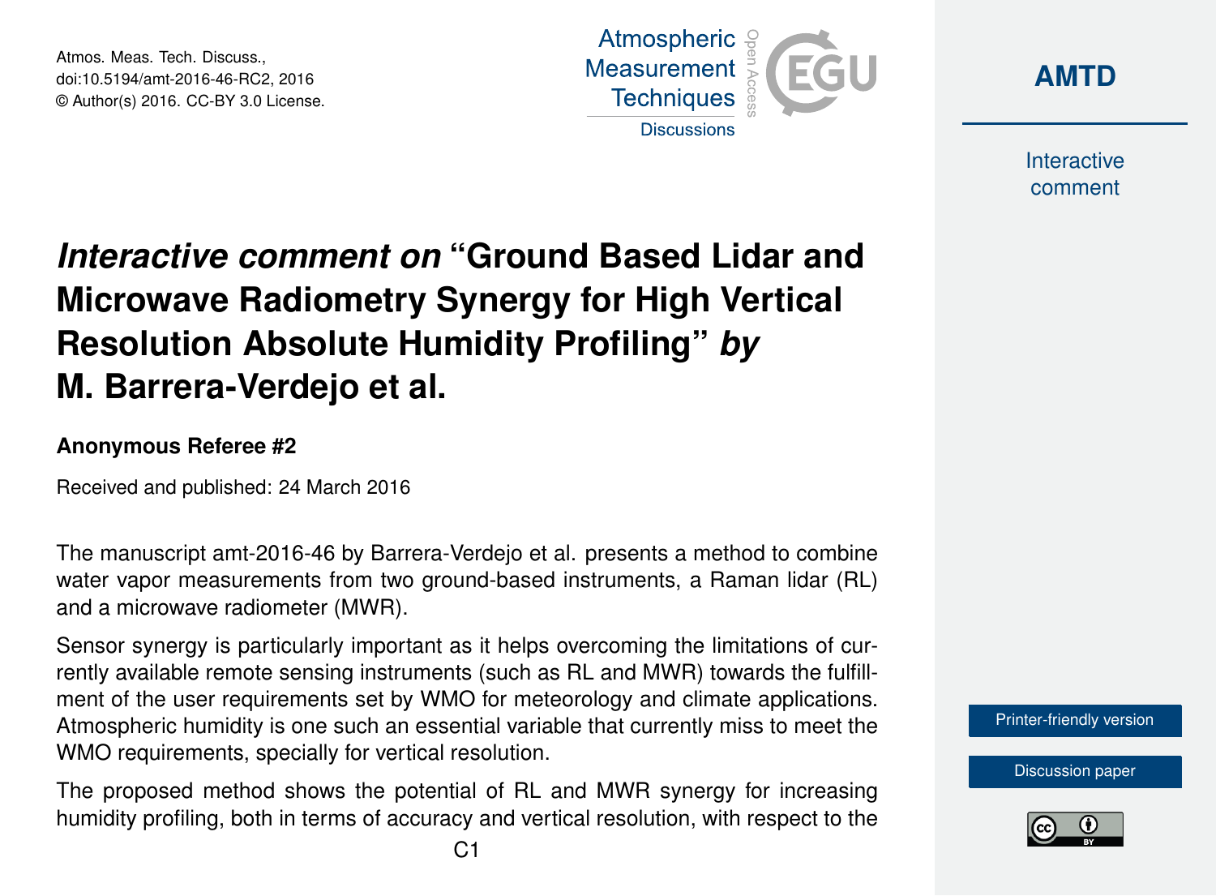# *Interactive comment on* "Ground Based Lidar and Microwave Radiometry Synergy for High Vertical Resolution Absolute Humidity Profiling" *by* M. Barrera-Verdejo et al.

**Anonymous Referee #2**

Received and published: 24 March 2016

The manuscript amt-2016-46 by Barrera-Verdejo et al. presents a method to combine water vapor measurements from two ground-based instruments, a Raman lidar (RL) and a microwave radiometer (MWR).

Sensor synergy is particularly important as it helps overcoming the limitations of currently available remote sensing instruments (such as RL and MWR) towards the fulfillment of the user requirements set by WMO for meteorology and climate applications. Atmospheric humidity is one such an essential variable that currently miss to meet the WMO requirements, specially for vertical resolution.

The proposed method shows the potential of RL and MWR synergy for increasing humidity profiling, both in terms of accuracy and vertical resolution, with respect to the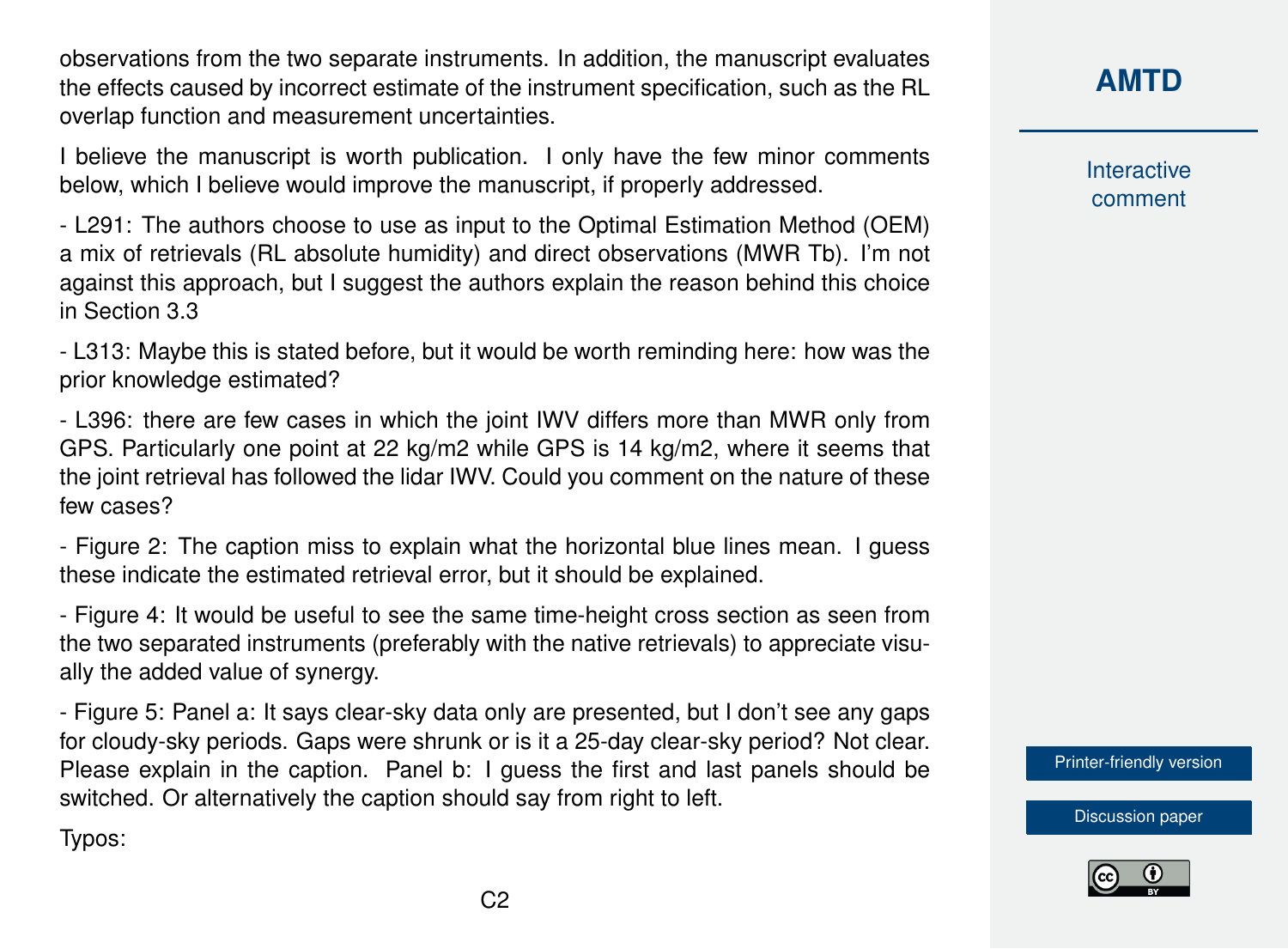observations from the two separate instruments. In addition, the manuscript evaluates the effects caused by incorrect estimate of the instrument specification, such as the RL overlap function and measurement uncertainties.

I believe the manuscript is worth publication. I only have the few minor comments below, which I believe would improve the manuscript, if properly addressed.

- L291: The authors choose to use as input to the Optimal Estimation Method (OEM) a mix of retrievals (RL absolute humidity) and direct observations (MWR Tb). I'm not against this approach, but I suggest the authors explain the reason behind this choice in Section 3.3

- L313: Maybe this is stated before, but it would be worth reminding here: how was the prior knowledge estimated?

- L396: there are few cases in which the joint IWV differs more than MWR only from GPS. Particularly one point at 22 kg/m2 while GPS is 14 kg/m2, where it seems that the joint retrieval has followed the lidar IWV. Could you comment on the nature of these few cases?

- Figure 2: The caption miss to explain what the horizontal blue lines mean. I guess these indicate the estimated retrieval error, but it should be explained.

- Figure 4: It would be useful to see the same time-height cross section as seen from the two separated instruments (preferably with the native retrievals) to appreciate visually the added value of synergy.

- Figure 5: Panel a: It says clear-sky data only are presented, but I don't see any gaps for cloudy-sky periods. Gaps were shrunk or is it a 25-day clear-sky period? Not clear. Please explain in the caption. Panel b: I guess the first and last panels should be switched. Or alternatively the caption should say from right to left.

Typos: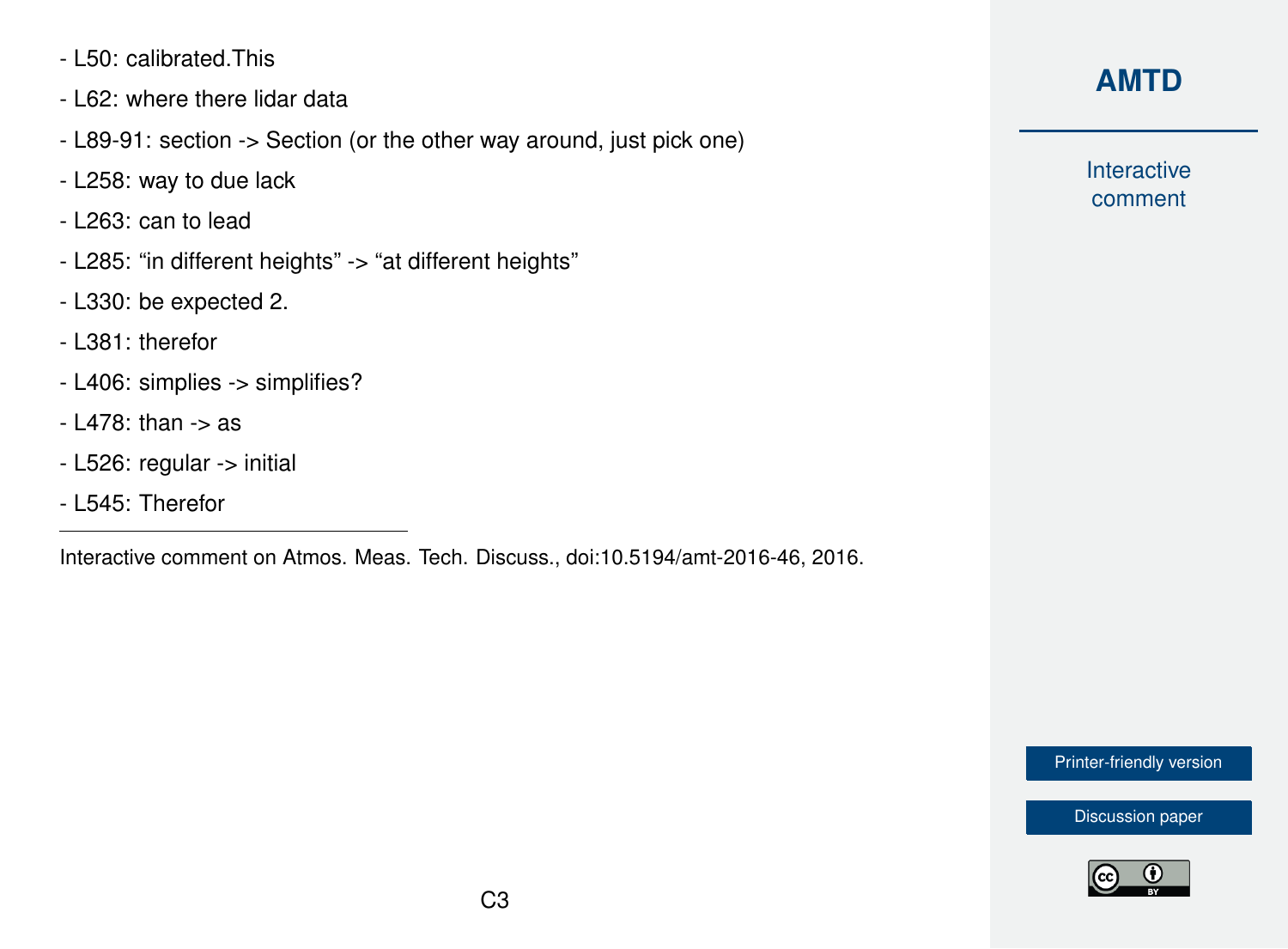- L50: calibrated.This
- L62: where there lidar data
- L89-91: section -> Section (or the other way around, just pick one)
- L258: way to due lack
- L263: can to lead
- L285: “in different heights” -> “at different heights”
- L330: be expected 2.
- L381: therefor
- L406: simplies -> simplifies?
- L478: than -> as
- L526: regular -> initial
- L545: Therefor

---

Interactive comment on Atmos. Meas. Tech. Discuss., doi:10.5194/amt-2016-46, 2016.